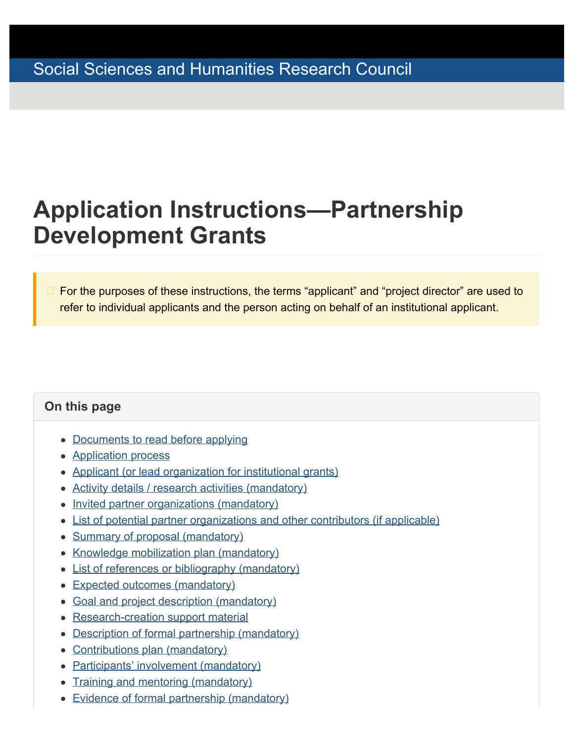Social Sciences and Humanities Research Council

# Application Instructions—Partnership Development Grants

For the purposes of these instructions, the terms "applicant" and "project director" are used to refer to individual applicants and the person acting on behalf of an institutional applicant.

## On this page

- Documents to read before applying
- Application process
- Applicant (or lead organization for institutional grants)
- Activity details / research activities (mandatory)
- Invited partner organizations (mandatory)
- List of potential partner organizations and other contributors (if applicable)
- Summary of proposal (mandatory)
- Knowledge mobilization plan (mandatory)
- List of references or bibliography (mandatory)
- Expected outcomes (mandatory)
- Goal and project description (mandatory)
- Research-creation support material
- Description of formal partnership (mandatory)
- Contributions plan (mandatory)
- Participants' involvement (mandatory)
- Training and mentoring (mandatory)
- Evidence of formal partnership (mandatory)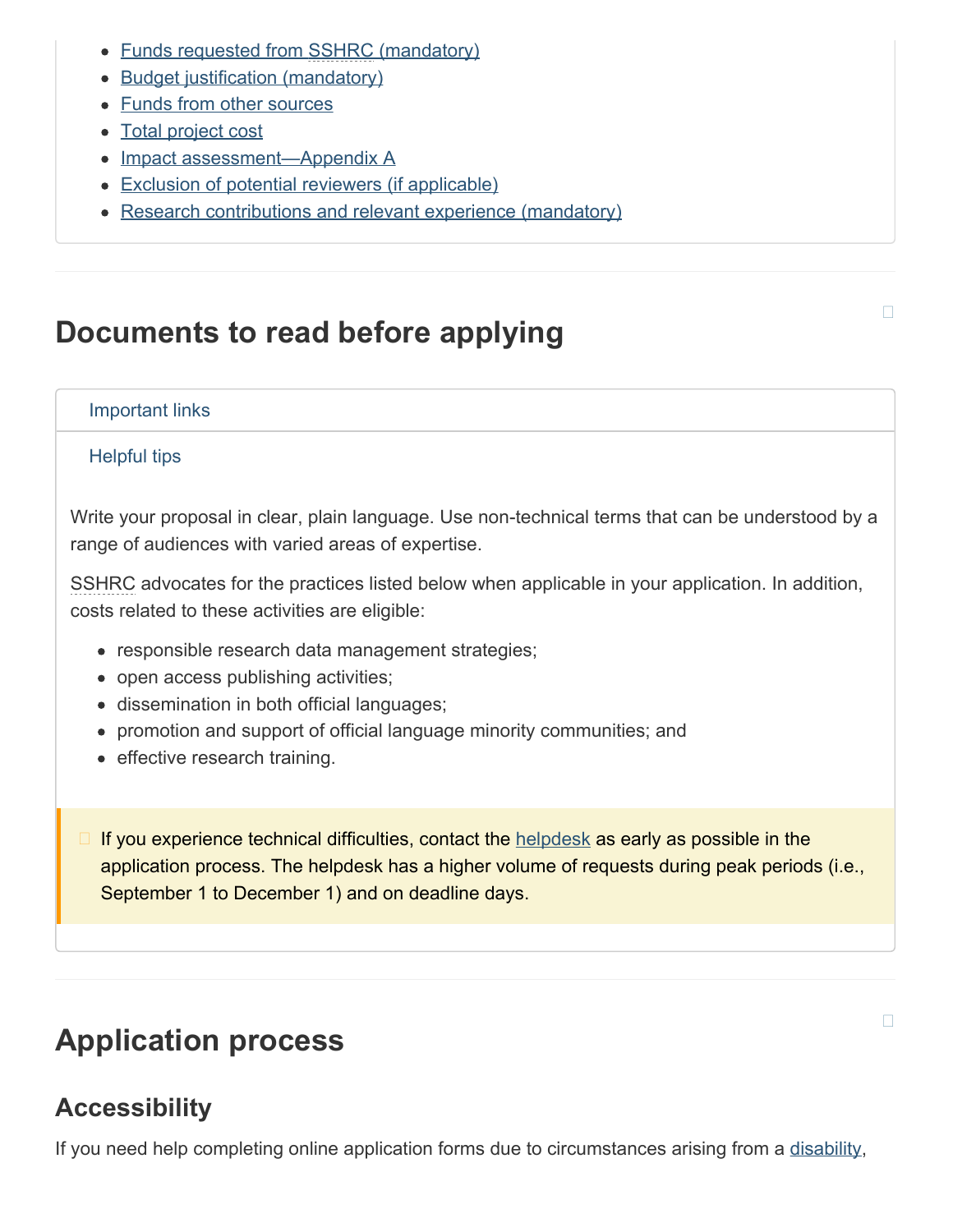- Funds requested from SSHRC (mandatory)
- Budget justification (mandatory)
- Funds from other sources
- Total project cost
- Impact assessment—Appendix A
- Exclusion of potential reviewers (if applicable)
- Research contributions and relevant experience (mandatory)

## Documents to read before applying

Important links

Helpful tips

Write your proposal in clear, plain language. Use non-technical terms that can be understood by a range of audiences with varied areas of expertise.

SSHRC advocates for the practices listed below when applicable in your application. In addition, costs related to these activities are eligible:

- responsible research data management strategies;
- open access publishing activities;
- dissemination in both official languages;
- promotion and support of official language minority communities; and
- effective research training.

If you experience technical difficulties, contact the helpdesk as early as possible in the application process. The helpdesk has a higher volume of requests during peak periods (i.e., September 1 to December 1) and on deadline days.

## Application process

### Accessibility

If you need help completing online application forms due to circumstances arising from a disability,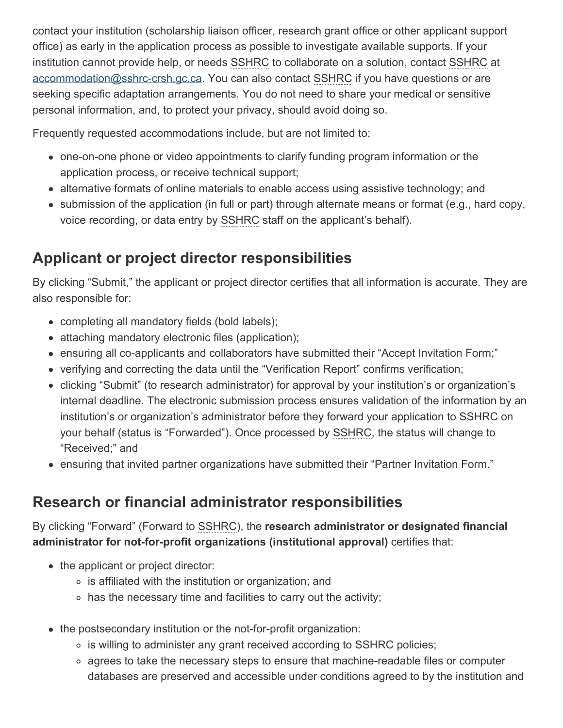contact your institution (scholarship liaison officer, research grant office or other applicant support office) as early in the application process as possible to investigate available supports. If your institution cannot provide help, or needs SSHRC to collaborate on a solution, contact SSHRC at accommodation@sshrc-crsh.gc.ca. You can also contact SSHRC if you have questions or are seeking specific adaptation arrangements. You do not need to share your medical or sensitive personal information, and, to protect your privacy, should avoid doing so.

Frequently requested accommodations include, but are not limited to:

- one-on-one phone or video appointments to clarify funding program information or the application process, or receive technical support;
- alternative formats of online materials to enable access using assistive technology; and
- submission of the application (in full or part) through alternate means or format (e.g., hard copy, voice recording, or data entry by SSHRC staff on the applicant's behalf).

## Applicant or project director responsibilities

By clicking "Submit," the applicant or project director certifies that all information is accurate. They are also responsible for:

- completing all mandatory fields (bold labels);
- attaching mandatory electronic files (application);
- ensuring all co-applicants and collaborators have submitted their "Accept Invitation Form;"
- verifying and correcting the data until the "Verification Report" confirms verification;
- clicking "Submit" (to research administrator) for approval by your institution's or organization's internal deadline. The electronic submission process ensures validation of the information by an institution's or organization's administrator before they forward your application to SSHRC on your behalf (status is "Forwarded"). Once processed by SSHRC, the status will change to "Received;" and
- ensuring that invited partner organizations have submitted their "Partner Invitation Form."

## Research or financial administrator responsibilities

By clicking "Forward" (Forward to SSHRC), the **research administrator or designated financial administrator for not-for-profit organizations (institutional approval)** certifies that:

- the applicant or project director:
  - is affiliated with the institution or organization; and
  - has the necessary time and facilities to carry out the activity;
- the postsecondary institution or the not-for-profit organization:
  - is willing to administer any grant received according to SSHRC policies;
  - agrees to take the necessary steps to ensure that machine-readable files or computer databases are preserved and accessible under conditions agreed to by the institution and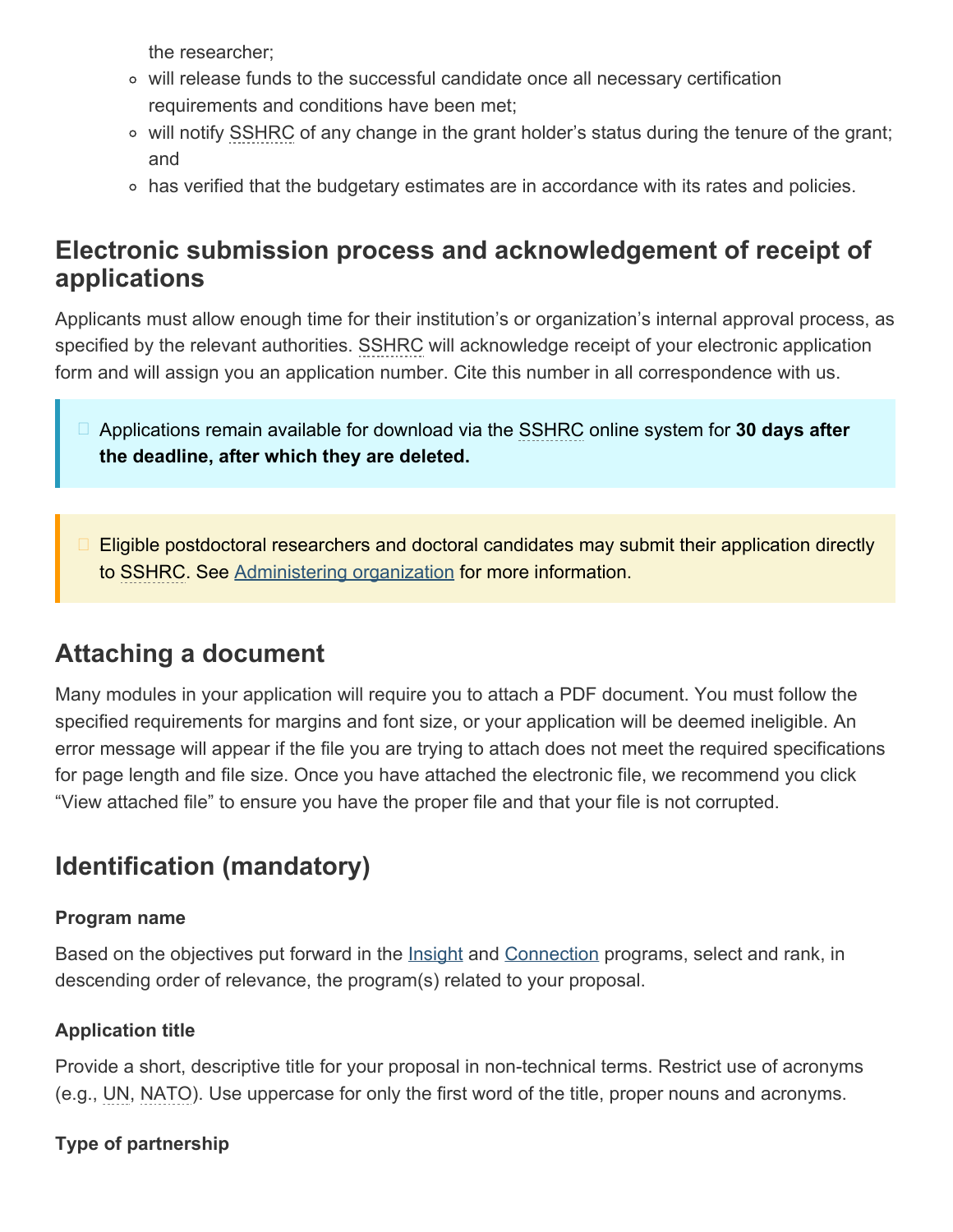the researcher;

- will release funds to the successful candidate once all necessary certification requirements and conditions have been met;
- will notify SSHRC of any change in the grant holder's status during the tenure of the grant; and
- has verified that the budgetary estimates are in accordance with its rates and policies.

## Electronic submission process and acknowledgement of receipt of applications

Applicants must allow enough time for their institution's or organization's internal approval process, as specified by the relevant authorities. SSHRC will acknowledge receipt of your electronic application form and will assign you an application number. Cite this number in all correspondence with us.

> Applications remain available for download via the SSHRC online system for **30 days after the deadline, after which they are deleted.**

> Eligible postdoctoral researchers and doctoral candidates may submit their application directly to SSHRC. See Administering organization for more information.

## Attaching a document

Many modules in your application will require you to attach a PDF document. You must follow the specified requirements for margins and font size, or your application will be deemed ineligible. An error message will appear if the file you are trying to attach does not meet the required specifications for page length and file size. Once you have attached the electronic file, we recommend you click "View attached file" to ensure you have the proper file and that your file is not corrupted.

## Identification (mandatory)

#### Program name

Based on the objectives put forward in the Insight and Connection programs, select and rank, in descending order of relevance, the program(s) related to your proposal.

#### Application title

Provide a short, descriptive title for your proposal in non-technical terms. Restrict use of acronyms (e.g., UN, NATO). Use uppercase for only the first word of the title, proper nouns and acronyms.

#### Type of partnership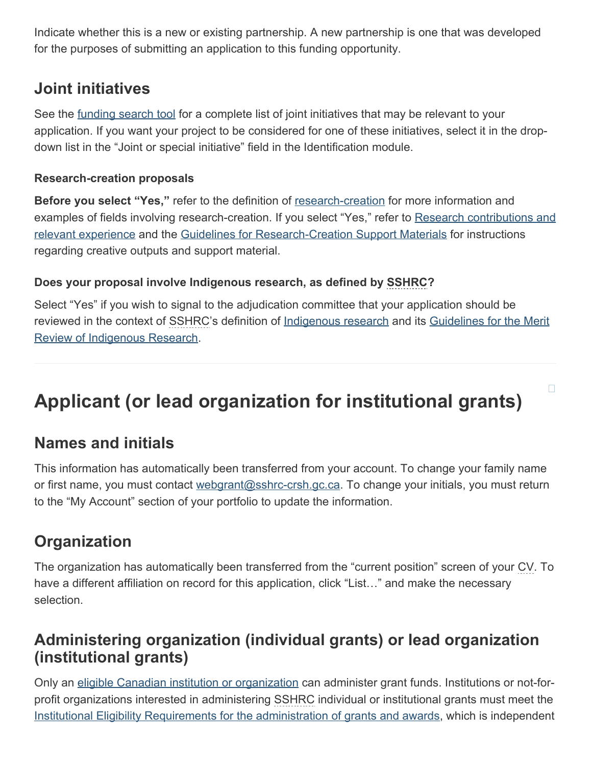Indicate whether this is a new or existing partnership. A new partnership is one that was developed for the purposes of submitting an application to this funding opportunity.

## Joint initiatives

See the funding search tool for a complete list of joint initiatives that may be relevant to your application. If you want your project to be considered for one of these initiatives, select it in the drop-down list in the “Joint or special initiative” field in the Identification module.

### Research-creation proposals

**Before you select “Yes,”** refer to the definition of research-creation for more information and examples of fields involving research-creation. If you select “Yes,” refer to Research contributions and relevant experience and the Guidelines for Research-Creation Support Materials for instructions regarding creative outputs and support material.

### Does your proposal involve Indigenous research, as defined by SSHRC?

Select “Yes” if you wish to signal to the adjudication committee that your application should be reviewed in the context of SSHRC’s definition of Indigenous research and its Guidelines for the Merit Review of Indigenous Research.

---

# Applicant (or lead organization for institutional grants)

## Names and initials

This information has automatically been transferred from your account. To change your family name or first name, you must contact webgrant@sshrc-crsh.gc.ca. To change your initials, you must return to the “My Account” section of your portfolio to update the information.

## Organization

The organization has automatically been transferred from the “current position” screen of your CV. To have a different affiliation on record for this application, click “List…” and make the necessary selection.

## Administering organization (individual grants) or lead organization (institutional grants)

Only an eligible Canadian institution or organization can administer grant funds. Institutions or not-for-profit organizations interested in administering SSHRC individual or institutional grants must meet the Institutional Eligibility Requirements for the administration of grants and awards, which is independent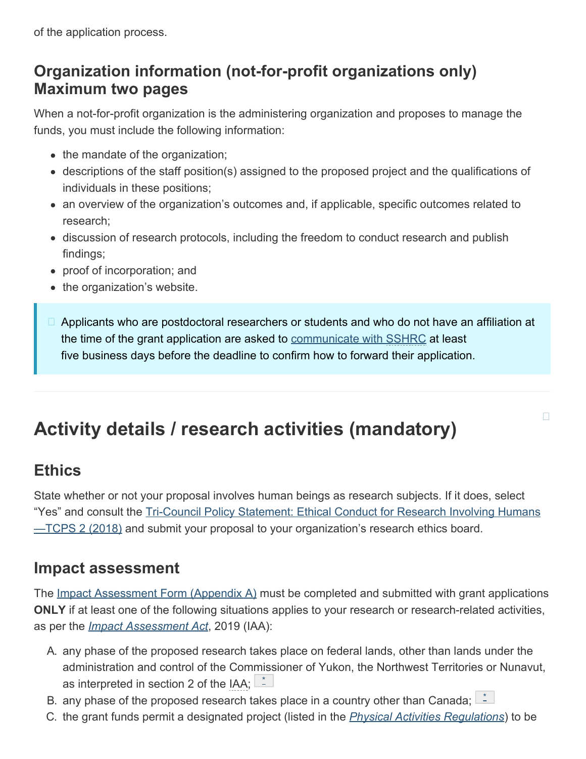of the application process.

## Organization information (not-for-profit organizations only) Maximum two pages

When a not-for-profit organization is the administering organization and proposes to manage the funds, you must include the following information:

- the mandate of the organization;
- descriptions of the staff position(s) assigned to the proposed project and the qualifications of individuals in these positions;
- an overview of the organization's outcomes and, if applicable, specific outcomes related to research;
- discussion of research protocols, including the freedom to conduct research and publish findings;
- proof of incorporation; and
- the organization's website.

> Applicants who are postdoctoral researchers or students and who do not have an affiliation at the time of the grant application are asked to communicate with SSHRC at least five business days before the deadline to confirm how to forward their application.

# Activity details / research activities (mandatory)

## Ethics

State whether or not your proposal involves human beings as research subjects. If it does, select "Yes" and consult the Tri-Council Policy Statement: Ethical Conduct for Research Involving Humans —TCPS 2 (2018) and submit your proposal to your organization's research ethics board.

## Impact assessment

The Impact Assessment Form (Appendix A) must be completed and submitted with grant applications **ONLY** if at least one of the following situations applies to your research or research-related activities, as per the *Impact Assessment Act*, 2019 (IAA):

A. any phase of the proposed research takes place on federal lands, other than lands under the administration and control of the Commissioner of Yukon, the Northwest Territories or Nunavut, as interpreted in section 2 of the IAA; *
B. any phase of the proposed research takes place in a country other than Canada; *
C. the grant funds permit a designated project (listed in the *Physical Activities Regulations*) to be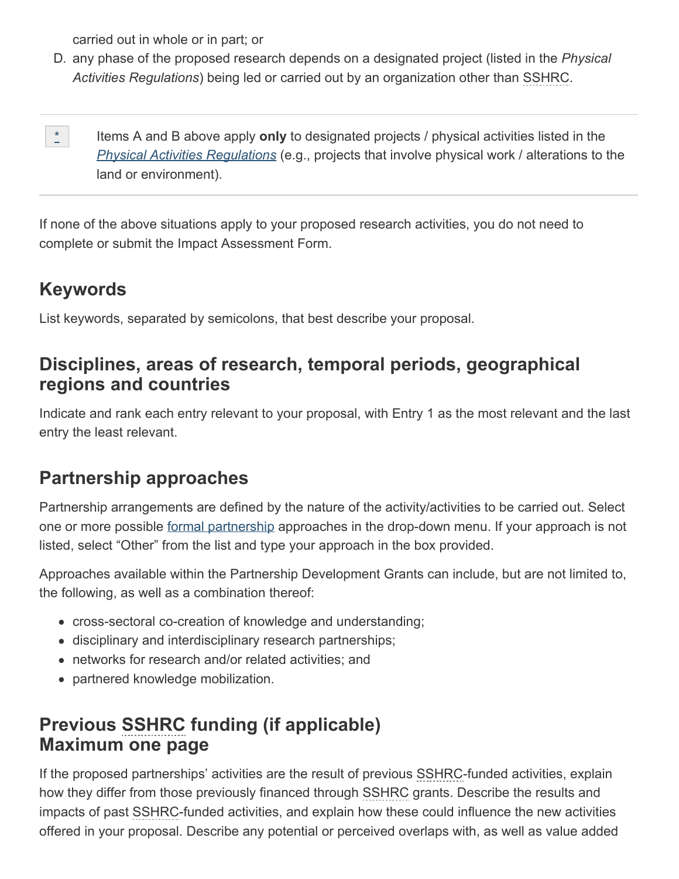carried out in whole or in part; or

D. any phase of the proposed research depends on a designated project (listed in the *Physical Activities Regulations*) being led or carried out by an organization other than SSHRC.

---

*	Items A and B above apply **only** to designated projects / physical activities listed in the *Physical Activities Regulations* (e.g., projects that involve physical work / alterations to the land or environment).

---

If none of the above situations apply to your proposed research activities, you do not need to complete or submit the Impact Assessment Form.

## Keywords

List keywords, separated by semicolons, that best describe your proposal.

## Disciplines, areas of research, temporal periods, geographical regions and countries

Indicate and rank each entry relevant to your proposal, with Entry 1 as the most relevant and the last entry the least relevant.

## Partnership approaches

Partnership arrangements are defined by the nature of the activity/activities to be carried out. Select one or more possible formal partnership approaches in the drop-down menu. If your approach is not listed, select "Other" from the list and type your approach in the box provided.

Approaches available within the Partnership Development Grants can include, but are not limited to, the following, as well as a combination thereof:

- cross-sectoral co-creation of knowledge and understanding;
- disciplinary and interdisciplinary research partnerships;
- networks for research and/or related activities; and
- partnered knowledge mobilization.

## Previous SSHRC funding (if applicable) Maximum one page

If the proposed partnerships' activities are the result of previous SSHRC-funded activities, explain how they differ from those previously financed through SSHRC grants. Describe the results and impacts of past SSHRC-funded activities, and explain how these could influence the new activities offered in your proposal. Describe any potential or perceived overlaps with, as well as value added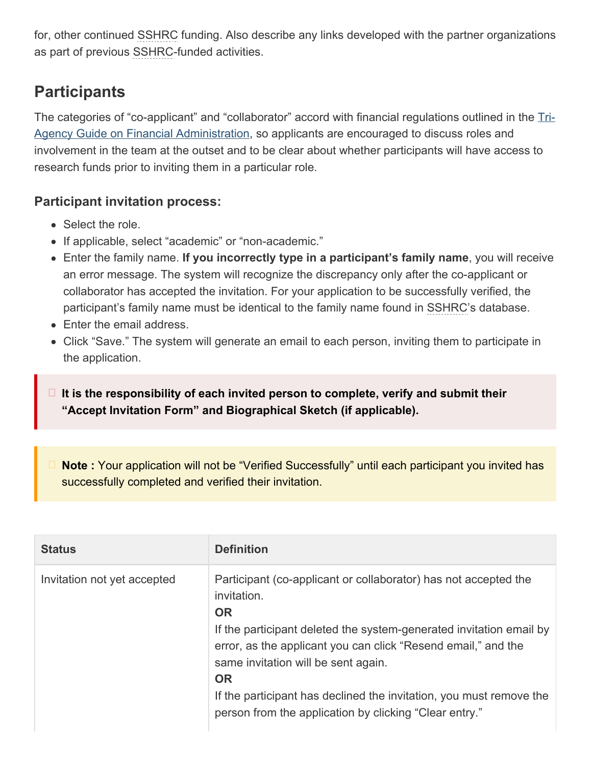for, other continued SSHRC funding. Also describe any links developed with the partner organizations as part of previous SSHRC-funded activities.

## Participants

The categories of “co-applicant” and “collaborator” accord with financial regulations outlined in the Tri-Agency Guide on Financial Administration, so applicants are encouraged to discuss roles and involvement in the team at the outset and to be clear about whether participants will have access to research funds prior to inviting them in a particular role.

### Participant invitation process:

- Select the role.
- If applicable, select “academic” or “non-academic.”
- Enter the family name. **If you incorrectly type in a participant’s family name**, you will receive an error message. The system will recognize the discrepancy only after the co-applicant or collaborator has accepted the invitation. For your application to be successfully verified, the participant’s family name must be identical to the family name found in SSHRC’s database.
- Enter the email address.
- Click “Save.” The system will generate an email to each person, inviting them to participate in the application.

**It is the responsibility of each invited person to complete, verify and submit their “Accept Invitation Form” and Biographical Sketch (if applicable).**

**Note :** Your application will not be “Verified Successfully” until each participant you invited has successfully completed and verified their invitation.

| Status | Definition |
|---|---|
| Invitation not yet accepted | Participant (co-applicant or collaborator) has not accepted the invitation. **OR** If the participant deleted the system-generated invitation email by error, as the applicant you can click “Resend email,” and the same invitation will be sent again. **OR** If the participant has declined the invitation, you must remove the person from the application by clicking “Clear entry.” |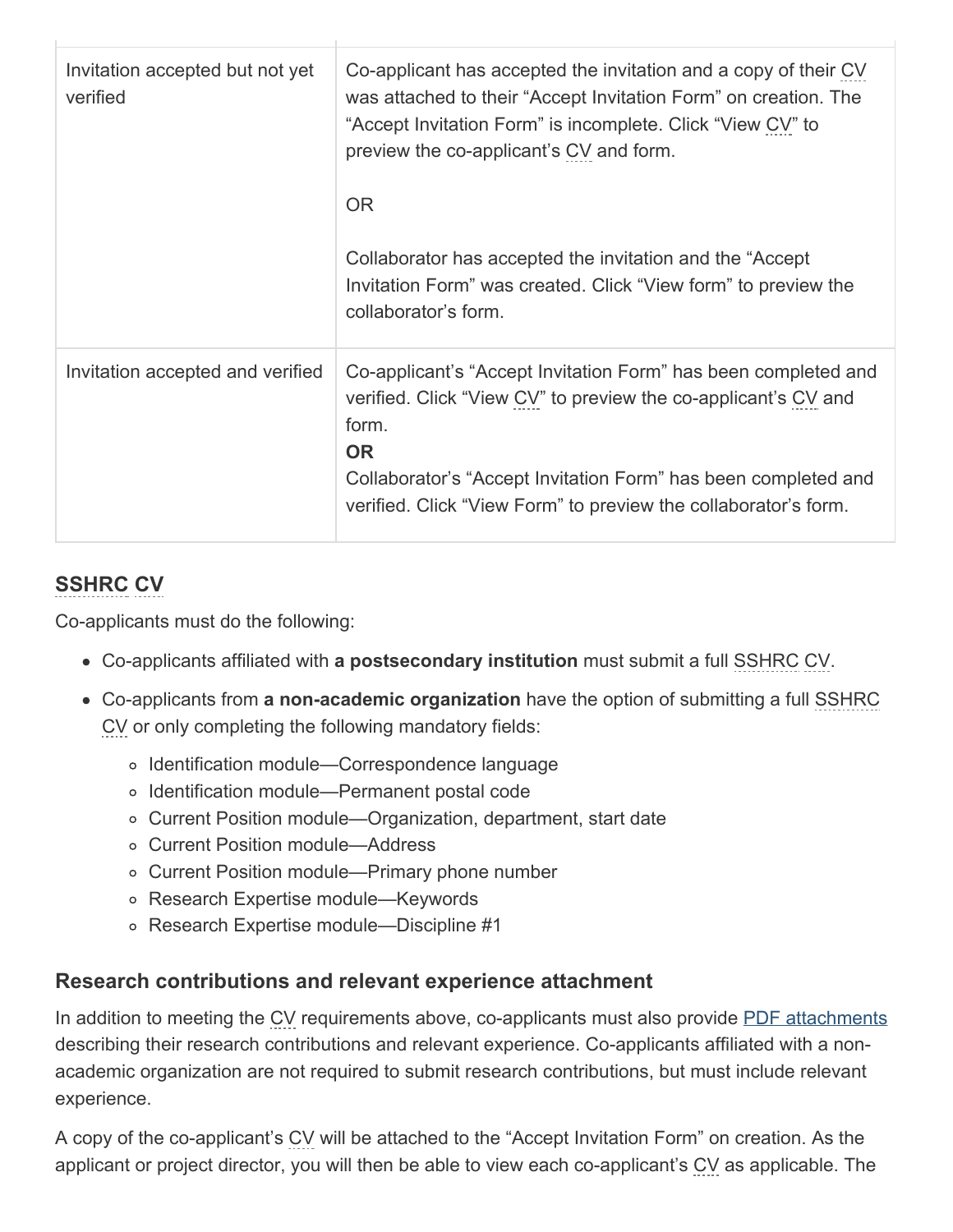| | |
|---|---|
| Invitation accepted but not yet verified | Co-applicant has accepted the invitation and a copy of their CV was attached to their “Accept Invitation Form” on creation. The “Accept Invitation Form” is incomplete. Click “View CV” to preview the co-applicant’s CV and form.<br><br>OR<br><br>Collaborator has accepted the invitation and the “Accept Invitation Form” was created. Click “View form” to preview the collaborator’s form. |
| Invitation accepted and verified | Co-applicant’s “Accept Invitation Form” has been completed and verified. Click “View CV” to preview the co-applicant’s CV and form.<br>**OR**<br>Collaborator’s “Accept Invitation Form” has been completed and verified. Click “View Form” to preview the collaborator’s form. |

### SSHRC CV

Co-applicants must do the following:

- Co-applicants affiliated with **a postsecondary institution** must submit a full SSHRC CV.
- Co-applicants from **a non-academic organization** have the option of submitting a full SSHRC CV or only completing the following mandatory fields:
  - Identification module—Correspondence language
  - Identification module—Permanent postal code
  - Current Position module—Organization, department, start date
  - Current Position module—Address
  - Current Position module—Primary phone number
  - Research Expertise module—Keywords
  - Research Expertise module—Discipline #1

### Research contributions and relevant experience attachment

In addition to meeting the CV requirements above, co-applicants must also provide PDF attachments describing their research contributions and relevant experience. Co-applicants affiliated with a non-academic organization are not required to submit research contributions, but must include relevant experience.

A copy of the co-applicant’s CV will be attached to the “Accept Invitation Form” on creation. As the applicant or project director, you will then be able to view each co-applicant’s CV as applicable. The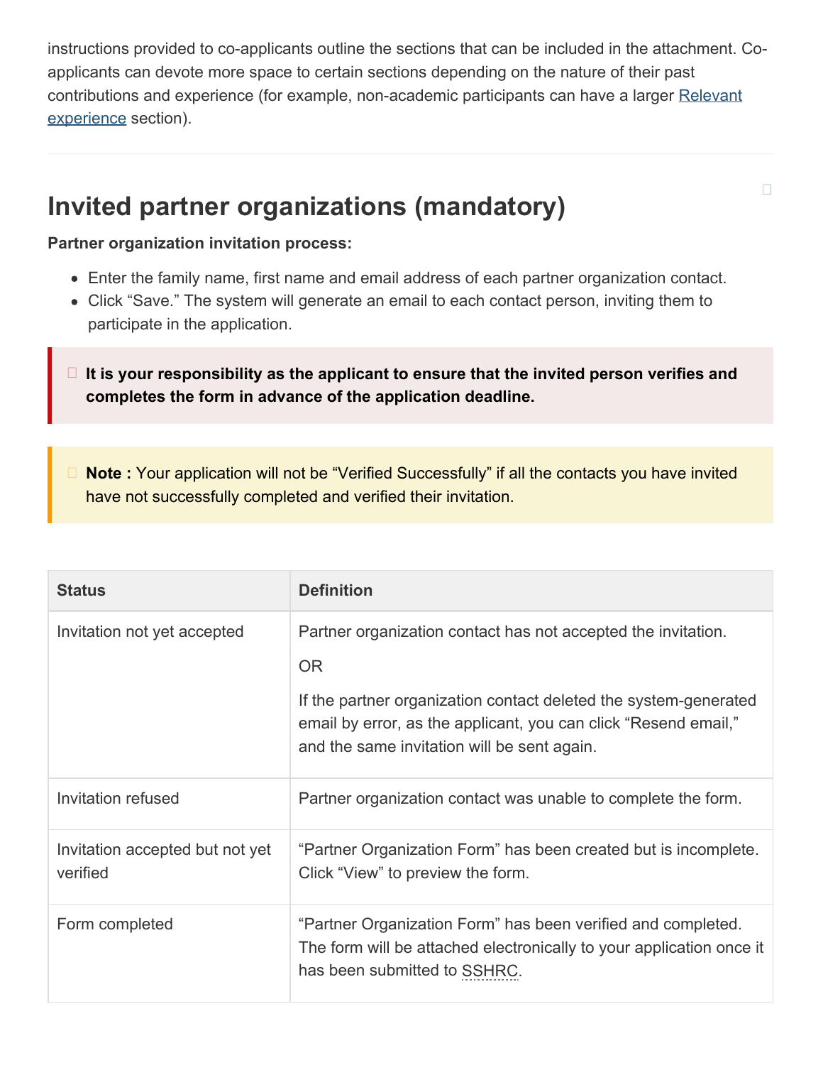instructions provided to co-applicants outline the sections that can be included in the attachment. Co-applicants can devote more space to certain sections depending on the nature of their past contributions and experience (for example, non-academic participants can have a larger Relevant experience section).

## Invited partner organizations (mandatory)

**Partner organization invitation process:**

- Enter the family name, first name and email address of each partner organization contact.
- Click “Save.” The system will generate an email to each contact person, inviting them to participate in the application.

**It is your responsibility as the applicant to ensure that the invited person verifies and completes the form in advance of the application deadline.**

**Note :** Your application will not be “Verified Successfully” if all the contacts you have invited have not successfully completed and verified their invitation.

| Status | Definition |
| --- | --- |
| Invitation not yet accepted | Partner organization contact has not accepted the invitation.<br><br>OR<br><br>If the partner organization contact deleted the system-generated email by error, as the applicant, you can click “Resend email,” and the same invitation will be sent again. |
| Invitation refused | Partner organization contact was unable to complete the form. |
| Invitation accepted but not yet verified | “Partner Organization Form” has been created but is incomplete. Click “View” to preview the form. |
| Form completed | “Partner Organization Form” has been verified and completed. The form will be attached electronically to your application once it has been submitted to SSHRC. |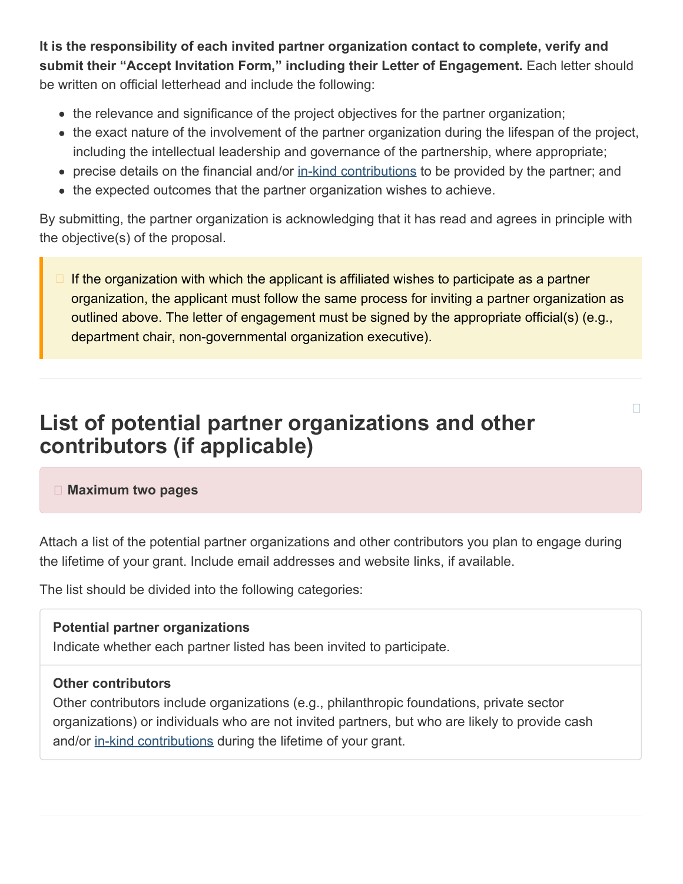**It is the responsibility of each invited partner organization contact to complete, verify and submit their "Accept Invitation Form," including their Letter of Engagement.** Each letter should be written on official letterhead and include the following:

- the relevance and significance of the project objectives for the partner organization;
- the exact nature of the involvement of the partner organization during the lifespan of the project, including the intellectual leadership and governance of the partnership, where appropriate;
- precise details on the financial and/or in-kind contributions to be provided by the partner; and
- the expected outcomes that the partner organization wishes to achieve.

By submitting, the partner organization is acknowledging that it has read and agrees in principle with the objective(s) of the proposal.

> If the organization with which the applicant is affiliated wishes to participate as a partner organization, the applicant must follow the same process for inviting a partner organization as outlined above. The letter of engagement must be signed by the appropriate official(s) (e.g., department chair, non-governmental organization executive).

---

## List of potential partner organizations and other contributors (if applicable)

> **Maximum two pages**

Attach a list of the potential partner organizations and other contributors you plan to engage during the lifetime of your grant. Include email addresses and website links, if available.

The list should be divided into the following categories:

**Potential partner organizations**
Indicate whether each partner listed has been invited to participate.

**Other contributors**
Other contributors include organizations (e.g., philanthropic foundations, private sector organizations) or individuals who are not invited partners, but who are likely to provide cash and/or in-kind contributions during the lifetime of your grant.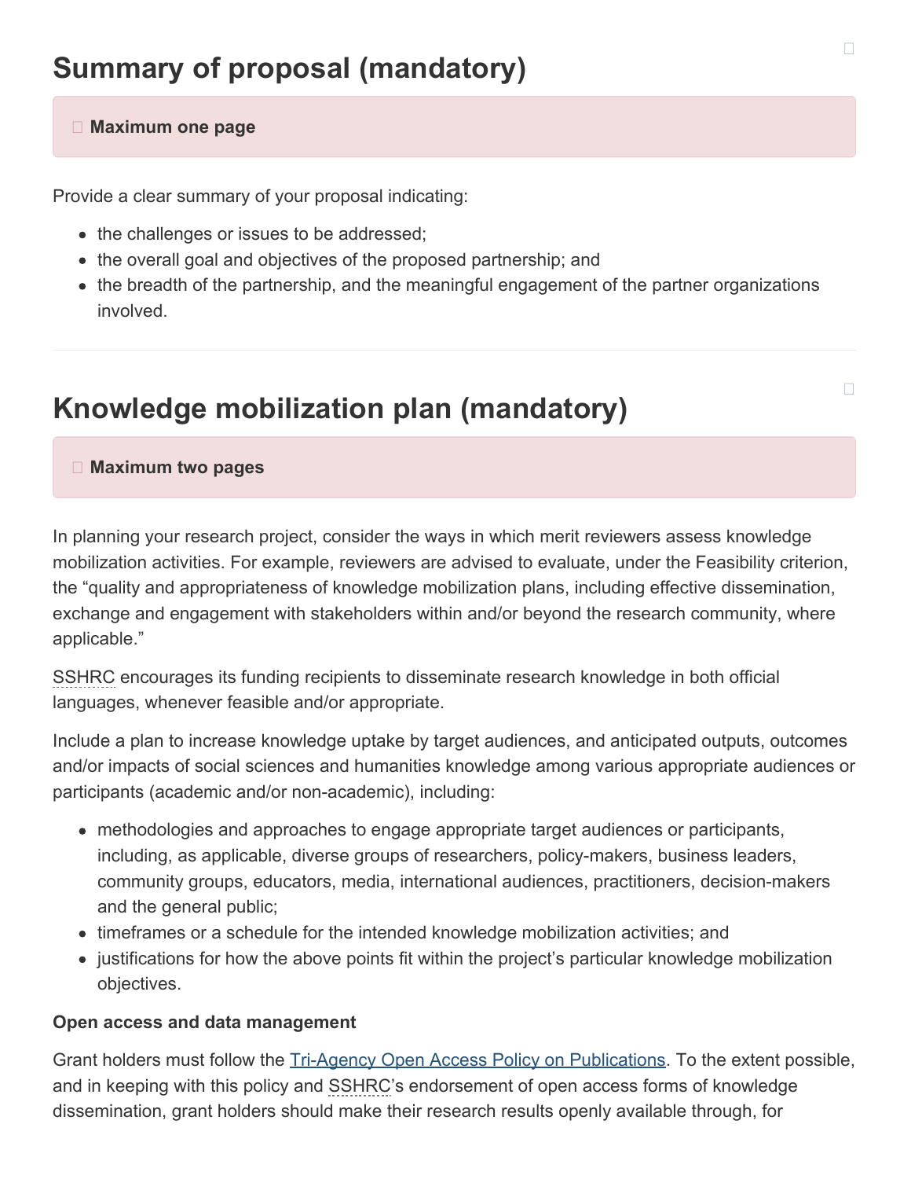# Summary of proposal (mandatory)

**Maximum one page**

Provide a clear summary of your proposal indicating:

- the challenges or issues to be addressed;
- the overall goal and objectives of the proposed partnership; and
- the breadth of the partnership, and the meaningful engagement of the partner organizations involved.

---

# Knowledge mobilization plan (mandatory)

**Maximum two pages**

In planning your research project, consider the ways in which merit reviewers assess knowledge mobilization activities. For example, reviewers are advised to evaluate, under the Feasibility criterion, the "quality and appropriateness of knowledge mobilization plans, including effective dissemination, exchange and engagement with stakeholders within and/or beyond the research community, where applicable."

SSHRC encourages its funding recipients to disseminate research knowledge in both official languages, whenever feasible and/or appropriate.

Include a plan to increase knowledge uptake by target audiences, and anticipated outputs, outcomes and/or impacts of social sciences and humanities knowledge among various appropriate audiences or participants (academic and/or non-academic), including:

- methodologies and approaches to engage appropriate target audiences or participants, including, as applicable, diverse groups of researchers, policy-makers, business leaders, community groups, educators, media, international audiences, practitioners, decision-makers and the general public;
- timeframes or a schedule for the intended knowledge mobilization activities; and
- justifications for how the above points fit within the project's particular knowledge mobilization objectives.

**Open access and data management**

Grant holders must follow the [Tri-Agency Open Access Policy on Publications](). To the extent possible, and in keeping with this policy and SSHRC's endorsement of open access forms of knowledge dissemination, grant holders should make their research results openly available through, for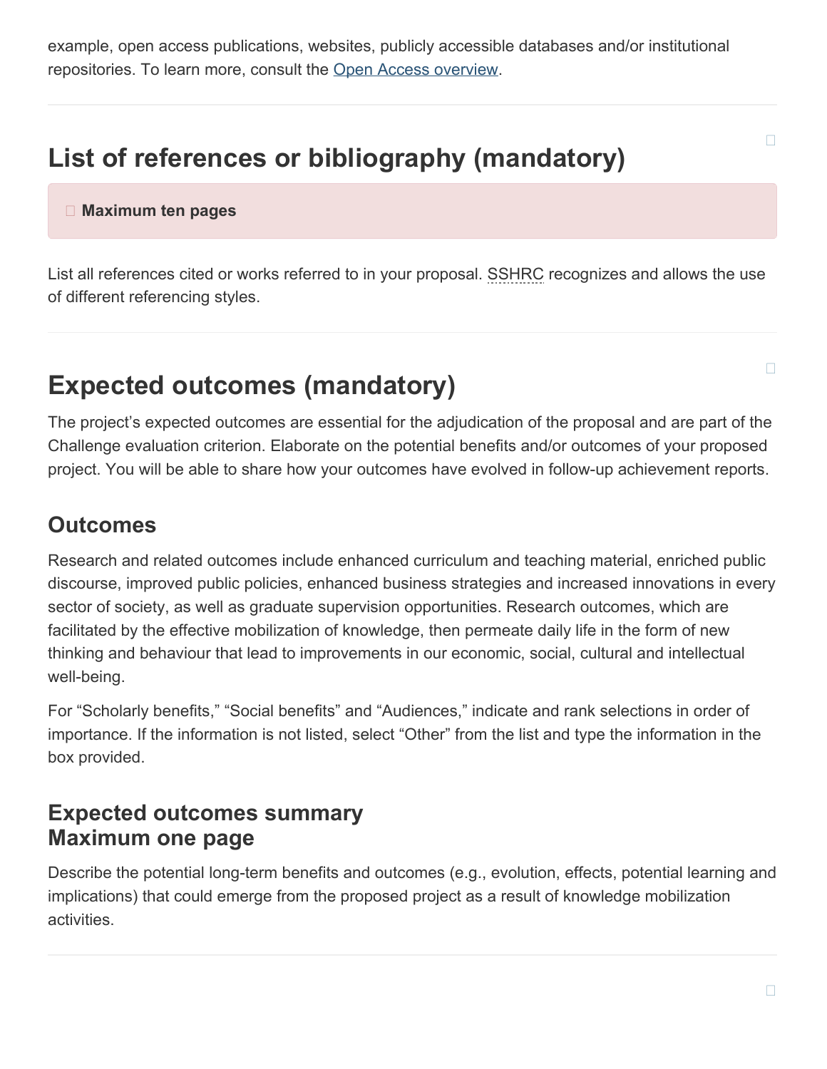example, open access publications, websites, publicly accessible databases and/or institutional repositories. To learn more, consult the Open Access overview.

# List of references or bibliography (mandatory)

**Maximum ten pages**

List all references cited or works referred to in your proposal. SSHRC recognizes and allows the use of different referencing styles.

# Expected outcomes (mandatory)

The project's expected outcomes are essential for the adjudication of the proposal and are part of the Challenge evaluation criterion. Elaborate on the potential benefits and/or outcomes of your proposed project. You will be able to share how your outcomes have evolved in follow-up achievement reports.

## Outcomes

Research and related outcomes include enhanced curriculum and teaching material, enriched public discourse, improved public policies, enhanced business strategies and increased innovations in every sector of society, as well as graduate supervision opportunities. Research outcomes, which are facilitated by the effective mobilization of knowledge, then permeate daily life in the form of new thinking and behaviour that lead to improvements in our economic, social, cultural and intellectual well-being.

For "Scholarly benefits," "Social benefits" and "Audiences," indicate and rank selections in order of importance. If the information is not listed, select "Other" from the list and type the information in the box provided.

## Expected outcomes summary
## Maximum one page

Describe the potential long-term benefits and outcomes (e.g., evolution, effects, potential learning and implications) that could emerge from the proposed project as a result of knowledge mobilization activities.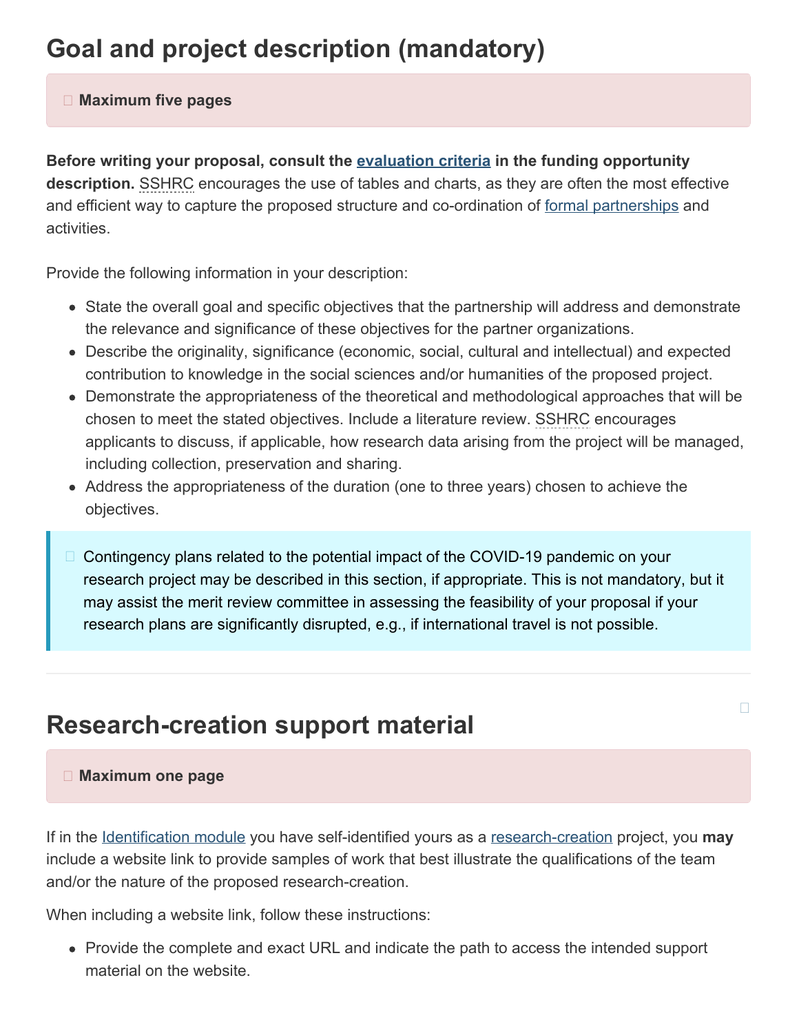# Goal and project description (mandatory)

**Maximum five pages**

**Before writing your proposal, consult the evaluation criteria in the funding opportunity description.** SSHRC encourages the use of tables and charts, as they are often the most effective and efficient way to capture the proposed structure and co-ordination of formal partnerships and activities.

Provide the following information in your description:

- State the overall goal and specific objectives that the partnership will address and demonstrate the relevance and significance of these objectives for the partner organizations.
- Describe the originality, significance (economic, social, cultural and intellectual) and expected contribution to knowledge in the social sciences and/or humanities of the proposed project.
- Demonstrate the appropriateness of the theoretical and methodological approaches that will be chosen to meet the stated objectives. Include a literature review. SSHRC encourages applicants to discuss, if applicable, how research data arising from the project will be managed, including collection, preservation and sharing.
- Address the appropriateness of the duration (one to three years) chosen to achieve the objectives.

Contingency plans related to the potential impact of the COVID-19 pandemic on your research project may be described in this section, if appropriate. This is not mandatory, but it may assist the merit review committee in assessing the feasibility of your proposal if your research plans are significantly disrupted, e.g., if international travel is not possible.

# Research-creation support material

**Maximum one page**

If in the Identification module you have self-identified yours as a research-creation project, you **may** include a website link to provide samples of work that best illustrate the qualifications of the team and/or the nature of the proposed research-creation.

When including a website link, follow these instructions:

- Provide the complete and exact URL and indicate the path to access the intended support material on the website.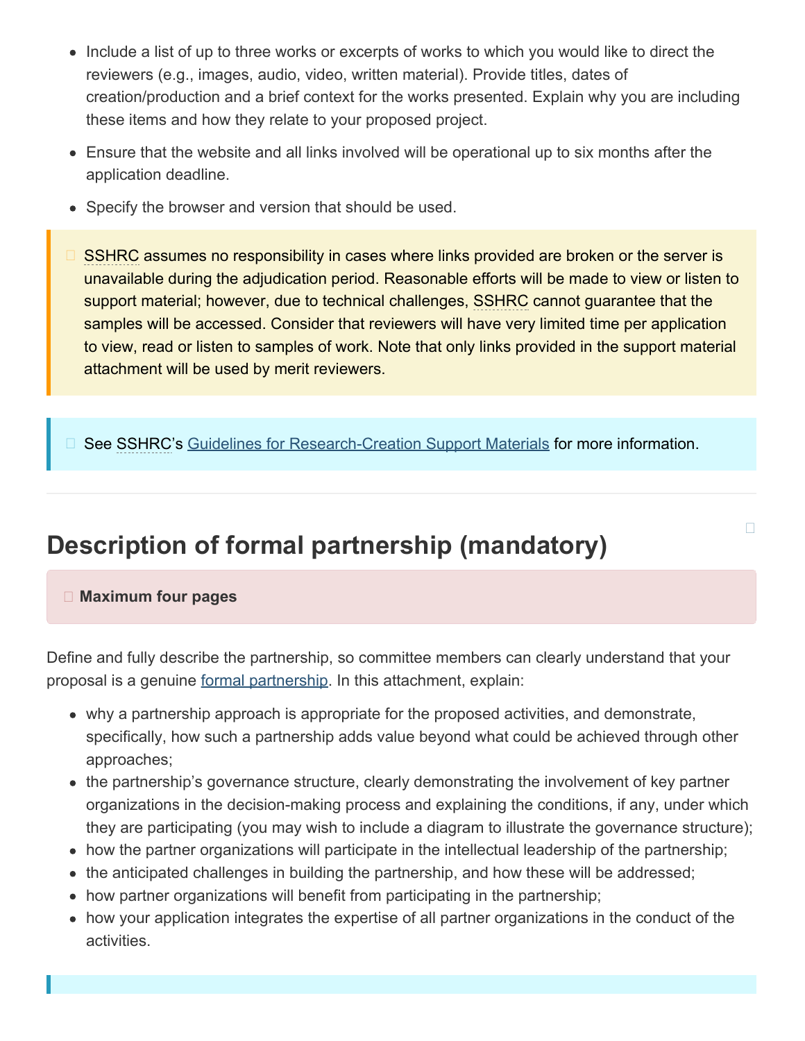- Include a list of up to three works or excerpts of works to which you would like to direct the reviewers (e.g., images, audio, video, written material). Provide titles, dates of creation/production and a brief context for the works presented. Explain why you are including these items and how they relate to your proposed project.
- Ensure that the website and all links involved will be operational up to six months after the application deadline.
- Specify the browser and version that should be used.

> SSHRC assumes no responsibility in cases where links provided are broken or the server is unavailable during the adjudication period. Reasonable efforts will be made to view or listen to support material; however, due to technical challenges, SSHRC cannot guarantee that the samples will be accessed. Consider that reviewers will have very limited time per application to view, read or listen to samples of work. Note that only links provided in the support material attachment will be used by merit reviewers.

> See SSHRC's Guidelines for Research-Creation Support Materials for more information.

## Description of formal partnership (mandatory)

> **Maximum four pages**

Define and fully describe the partnership, so committee members can clearly understand that your proposal is a genuine formal partnership. In this attachment, explain:

- why a partnership approach is appropriate for the proposed activities, and demonstrate, specifically, how such a partnership adds value beyond what could be achieved through other approaches;
- the partnership's governance structure, clearly demonstrating the involvement of key partner organizations in the decision-making process and explaining the conditions, if any, under which they are participating (you may wish to include a diagram to illustrate the governance structure);
- how the partner organizations will participate in the intellectual leadership of the partnership;
- the anticipated challenges in building the partnership, and how these will be addressed;
- how partner organizations will benefit from participating in the partnership;
- how your application integrates the expertise of all partner organizations in the conduct of the activities.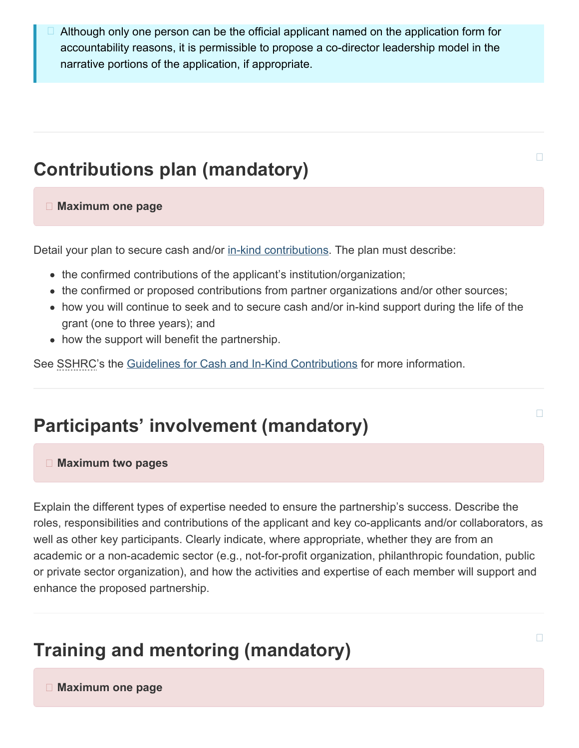Although only one person can be the official applicant named on the application form for accountability reasons, it is permissible to propose a co-director leadership model in the narrative portions of the application, if appropriate.

## Contributions plan (mandatory)

**Maximum one page**

Detail your plan to secure cash and/or in-kind contributions. The plan must describe:

- the confirmed contributions of the applicant's institution/organization;
- the confirmed or proposed contributions from partner organizations and/or other sources;
- how you will continue to seek and to secure cash and/or in-kind support during the life of the grant (one to three years); and
- how the support will benefit the partnership.

See SSHRC's the Guidelines for Cash and In-Kind Contributions for more information.

## Participants' involvement (mandatory)

**Maximum two pages**

Explain the different types of expertise needed to ensure the partnership's success. Describe the roles, responsibilities and contributions of the applicant and key co-applicants and/or collaborators, as well as other key participants. Clearly indicate, where appropriate, whether they are from an academic or a non-academic sector (e.g., not-for-profit organization, philanthropic foundation, public or private sector organization), and how the activities and expertise of each member will support and enhance the proposed partnership.

## Training and mentoring (mandatory)

**Maximum one page**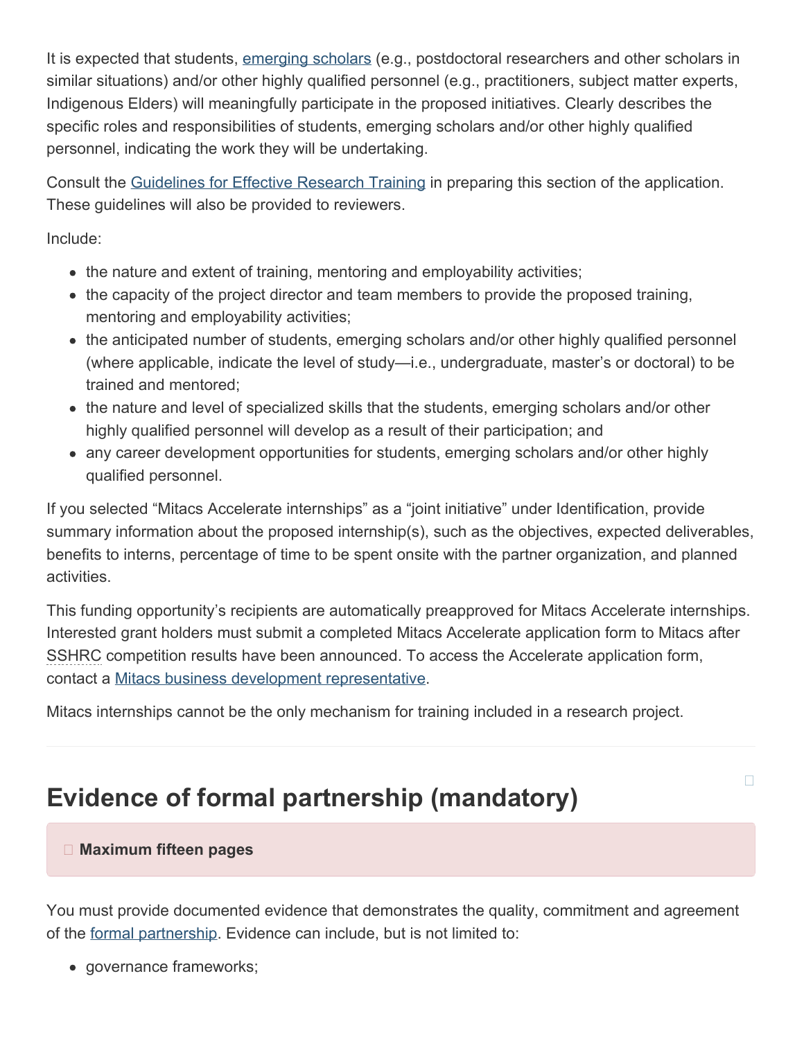It is expected that students, emerging scholars (e.g., postdoctoral researchers and other scholars in similar situations) and/or other highly qualified personnel (e.g., practitioners, subject matter experts, Indigenous Elders) will meaningfully participate in the proposed initiatives. Clearly describes the specific roles and responsibilities of students, emerging scholars and/or other highly qualified personnel, indicating the work they will be undertaking.

Consult the Guidelines for Effective Research Training in preparing this section of the application. These guidelines will also be provided to reviewers.

Include:

- the nature and extent of training, mentoring and employability activities;
- the capacity of the project director and team members to provide the proposed training, mentoring and employability activities;
- the anticipated number of students, emerging scholars and/or other highly qualified personnel (where applicable, indicate the level of study—i.e., undergraduate, master's or doctoral) to be trained and mentored;
- the nature and level of specialized skills that the students, emerging scholars and/or other highly qualified personnel will develop as a result of their participation; and
- any career development opportunities for students, emerging scholars and/or other highly qualified personnel.

If you selected "Mitacs Accelerate internships" as a "joint initiative" under Identification, provide summary information about the proposed internship(s), such as the objectives, expected deliverables, benefits to interns, percentage of time to be spent onsite with the partner organization, and planned activities.

This funding opportunity's recipients are automatically preapproved for Mitacs Accelerate internships. Interested grant holders must submit a completed Mitacs Accelerate application form to Mitacs after SSHRC competition results have been announced. To access the Accelerate application form, contact a Mitacs business development representative.

Mitacs internships cannot be the only mechanism for training included in a research project.

---

## Evidence of formal partnership (mandatory)

**Maximum fifteen pages**

You must provide documented evidence that demonstrates the quality, commitment and agreement of the formal partnership. Evidence can include, but is not limited to:

- governance frameworks;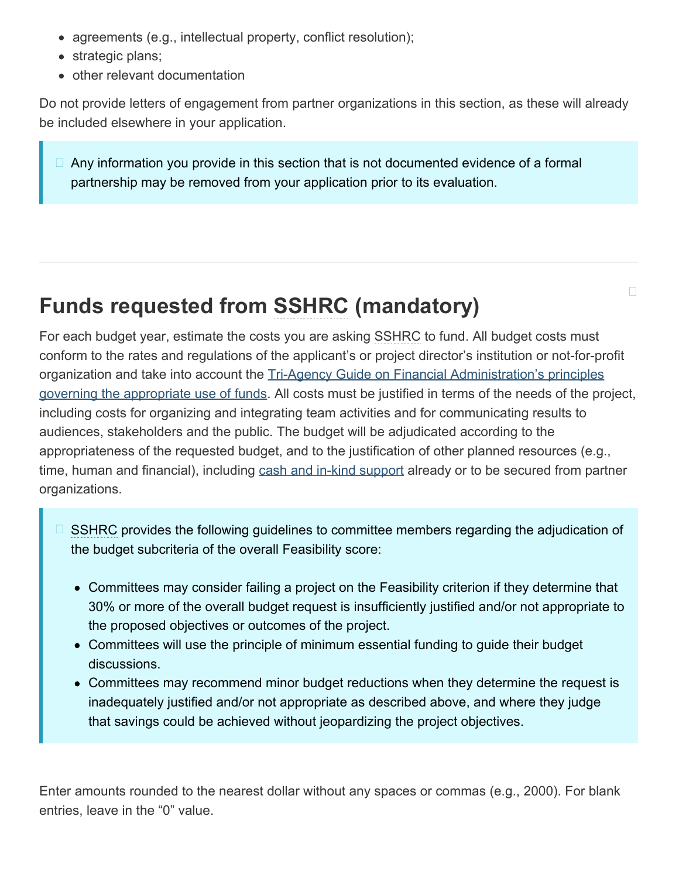- agreements (e.g., intellectual property, conflict resolution);
- strategic plans;
- other relevant documentation

Do not provide letters of engagement from partner organizations in this section, as these will already be included elsewhere in your application.

> Any information you provide in this section that is not documented evidence of a formal partnership may be removed from your application prior to its evaluation.

---

## Funds requested from SSHRC (mandatory)

For each budget year, estimate the costs you are asking SSHRC to fund. All budget costs must conform to the rates and regulations of the applicant's or project director's institution or not-for-profit organization and take into account the [Tri-Agency Guide on Financial Administration's principles governing the appropriate use of funds](). All costs must be justified in terms of the needs of the project, including costs for organizing and integrating team activities and for communicating results to audiences, stakeholders and the public. The budget will be adjudicated according to the appropriateness of the requested budget, and to the justification of other planned resources (e.g., time, human and financial), including [cash and in-kind support]() already or to be secured from partner organizations.

> SSHRC provides the following guidelines to committee members regarding the adjudication of the budget subcriteria of the overall Feasibility score:
>
> - Committees may consider failing a project on the Feasibility criterion if they determine that 30% or more of the overall budget request is insufficiently justified and/or not appropriate to the proposed objectives or outcomes of the project.
> - Committees will use the principle of minimum essential funding to guide their budget discussions.
> - Committees may recommend minor budget reductions when they determine the request is inadequately justified and/or not appropriate as described above, and where they judge that savings could be achieved without jeopardizing the project objectives.

Enter amounts rounded to the nearest dollar without any spaces or commas (e.g., 2000). For blank entries, leave in the "0" value.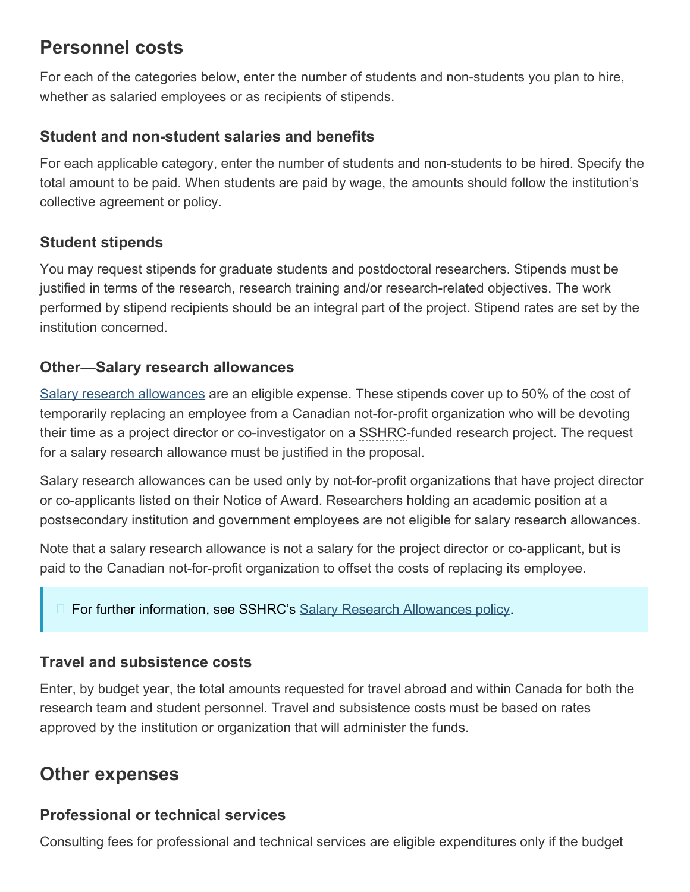## Personnel costs

For each of the categories below, enter the number of students and non-students you plan to hire, whether as salaried employees or as recipients of stipends.

### Student and non-student salaries and benefits

For each applicable category, enter the number of students and non-students to be hired. Specify the total amount to be paid. When students are paid by wage, the amounts should follow the institution's collective agreement or policy.

### Student stipends

You may request stipends for graduate students and postdoctoral researchers. Stipends must be justified in terms of the research, research training and/or research-related objectives. The work performed by stipend recipients should be an integral part of the project. Stipend rates are set by the institution concerned.

### Other—Salary research allowances

Salary research allowances are an eligible expense. These stipends cover up to 50% of the cost of temporarily replacing an employee from a Canadian not-for-profit organization who will be devoting their time as a project director or co-investigator on a SSHRC-funded research project. The request for a salary research allowance must be justified in the proposal.

Salary research allowances can be used only by not-for-profit organizations that have project director or co-applicants listed on their Notice of Award. Researchers holding an academic position at a postsecondary institution and government employees are not eligible for salary research allowances.

Note that a salary research allowance is not a salary for the project director or co-applicant, but is paid to the Canadian not-for-profit organization to offset the costs of replacing its employee.

> For further information, see SSHRC's Salary Research Allowances policy.

### Travel and subsistence costs

Enter, by budget year, the total amounts requested for travel abroad and within Canada for both the research team and student personnel. Travel and subsistence costs must be based on rates approved by the institution or organization that will administer the funds.

## Other expenses

### Professional or technical services

Consulting fees for professional and technical services are eligible expenditures only if the budget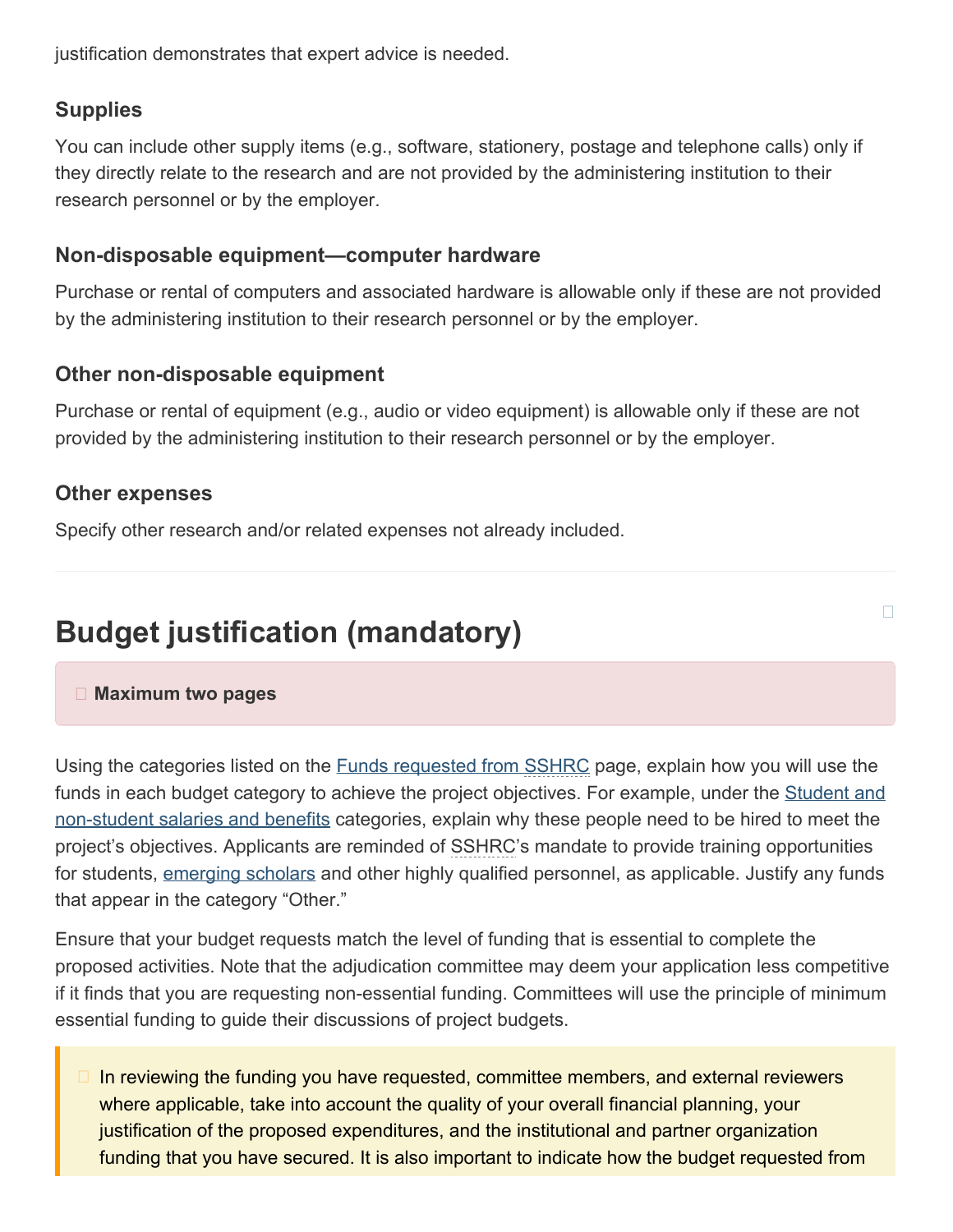justification demonstrates that expert advice is needed.

### Supplies

You can include other supply items (e.g., software, stationery, postage and telephone calls) only if they directly relate to the research and are not provided by the administering institution to their research personnel or by the employer.

### Non-disposable equipment—computer hardware

Purchase or rental of computers and associated hardware is allowable only if these are not provided by the administering institution to their research personnel or by the employer.

### Other non-disposable equipment

Purchase or rental of equipment (e.g., audio or video equipment) is allowable only if these are not provided by the administering institution to their research personnel or by the employer.

### Other expenses

Specify other research and/or related expenses not already included.

---

## Budget justification (mandatory)

**Maximum two pages**

Using the categories listed on the Funds requested from SSHRC page, explain how you will use the funds in each budget category to achieve the project objectives. For example, under the Student and non-student salaries and benefits categories, explain why these people need to be hired to meet the project's objectives. Applicants are reminded of SSHRC's mandate to provide training opportunities for students, emerging scholars and other highly qualified personnel, as applicable. Justify any funds that appear in the category "Other."

Ensure that your budget requests match the level of funding that is essential to complete the proposed activities. Note that the adjudication committee may deem your application less competitive if it finds that you are requesting non-essential funding. Committees will use the principle of minimum essential funding to guide their discussions of project budgets.

In reviewing the funding you have requested, committee members, and external reviewers where applicable, take into account the quality of your overall financial planning, your justification of the proposed expenditures, and the institutional and partner organization funding that you have secured. It is also important to indicate how the budget requested from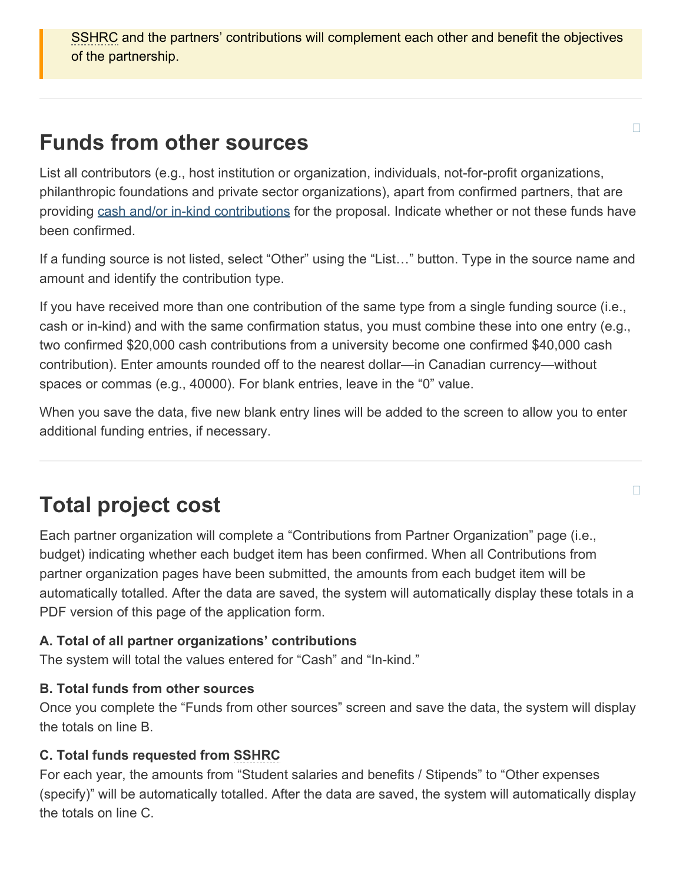SSHRC and the partners' contributions will complement each other and benefit the objectives of the partnership.

## Funds from other sources

List all contributors (e.g., host institution or organization, individuals, not-for-profit organizations, philanthropic foundations and private sector organizations), apart from confirmed partners, that are providing cash and/or in-kind contributions for the proposal. Indicate whether or not these funds have been confirmed.

If a funding source is not listed, select "Other" using the "List…" button. Type in the source name and amount and identify the contribution type.

If you have received more than one contribution of the same type from a single funding source (i.e., cash or in-kind) and with the same confirmation status, you must combine these into one entry (e.g., two confirmed $20,000 cash contributions from a university become one confirmed $40,000 cash contribution). Enter amounts rounded off to the nearest dollar—in Canadian currency—without spaces or commas (e.g., 40000). For blank entries, leave in the "0" value.

When you save the data, five new blank entry lines will be added to the screen to allow you to enter additional funding entries, if necessary.

## Total project cost

Each partner organization will complete a "Contributions from Partner Organization" page (i.e., budget) indicating whether each budget item has been confirmed. When all Contributions from partner organization pages have been submitted, the amounts from each budget item will be automatically totalled. After the data are saved, the system will automatically display these totals in a PDF version of this page of the application form.

**A. Total of all partner organizations' contributions**
The system will total the values entered for "Cash" and "In-kind."

**B. Total funds from other sources**
Once you complete the "Funds from other sources" screen and save the data, the system will display the totals on line B.

**C. Total funds requested from SSHRC**
For each year, the amounts from "Student salaries and benefits / Stipends" to "Other expenses (specify)" will be automatically totalled. After the data are saved, the system will automatically display the totals on line C.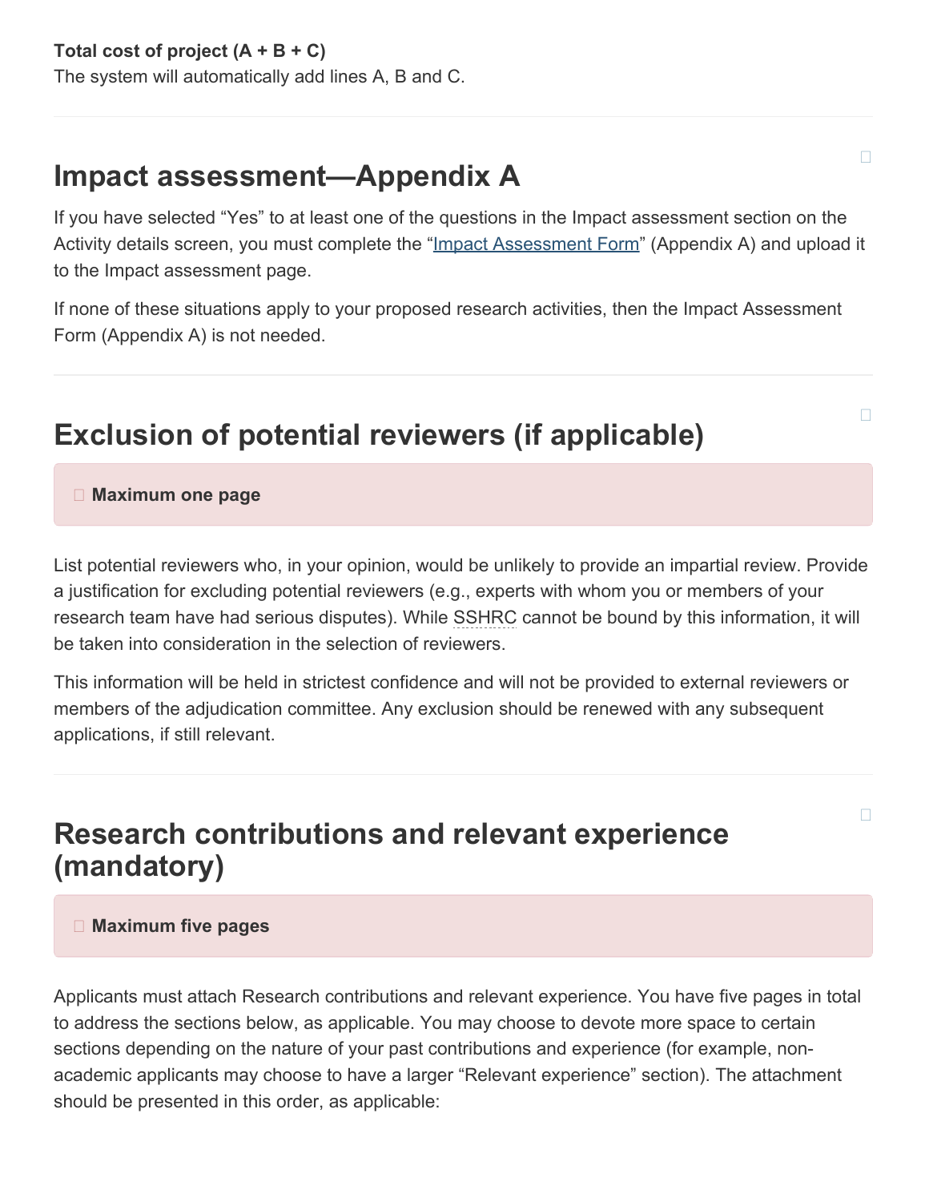**Total cost of project (A + B + C)**

The system will automatically add lines A, B and C.

## Impact assessment—Appendix A

If you have selected “Yes” to at least one of the questions in the Impact assessment section on the Activity details screen, you must complete the “Impact Assessment Form” (Appendix A) and upload it to the Impact assessment page.

If none of these situations apply to your proposed research activities, then the Impact Assessment Form (Appendix A) is not needed.

## Exclusion of potential reviewers (if applicable)

**Maximum one page**

List potential reviewers who, in your opinion, would be unlikely to provide an impartial review. Provide a justification for excluding potential reviewers (e.g., experts with whom you or members of your research team have had serious disputes). While SSHRC cannot be bound by this information, it will be taken into consideration in the selection of reviewers.

This information will be held in strictest confidence and will not be provided to external reviewers or members of the adjudication committee. Any exclusion should be renewed with any subsequent applications, if still relevant.

## Research contributions and relevant experience (mandatory)

**Maximum five pages**

Applicants must attach Research contributions and relevant experience. You have five pages in total to address the sections below, as applicable. You may choose to devote more space to certain sections depending on the nature of your past contributions and experience (for example, non-academic applicants may choose to have a larger “Relevant experience” section). The attachment should be presented in this order, as applicable: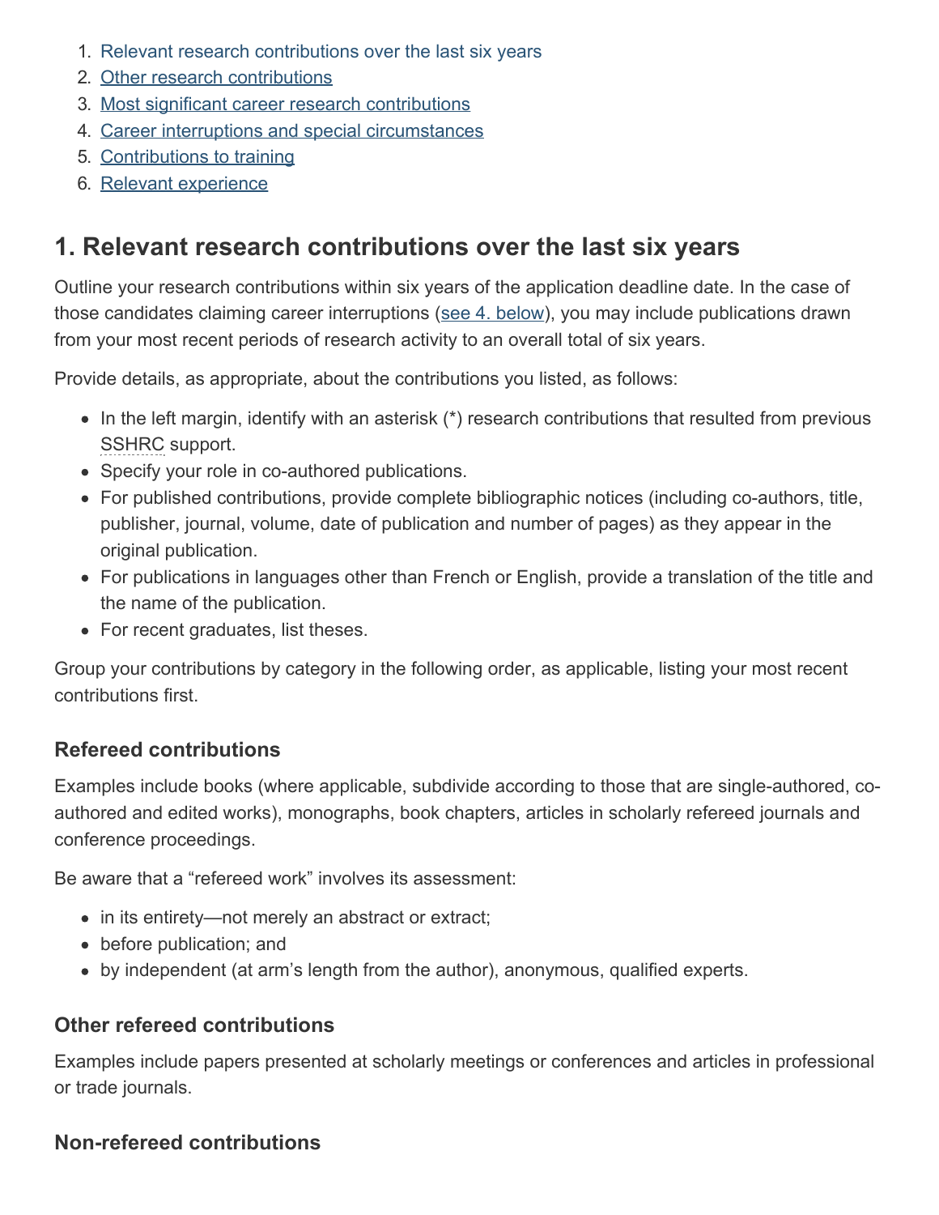1. Relevant research contributions over the last six years
2. Other research contributions
3. Most significant career research contributions
4. Career interruptions and special circumstances
5. Contributions to training
6. Relevant experience

## 1. Relevant research contributions over the last six years

Outline your research contributions within six years of the application deadline date. In the case of those candidates claiming career interruptions (see 4. below), you may include publications drawn from your most recent periods of research activity to an overall total of six years.

Provide details, as appropriate, about the contributions you listed, as follows:

- In the left margin, identify with an asterisk (*) research contributions that resulted from previous SSHRC support.
- Specify your role in co-authored publications.
- For published contributions, provide complete bibliographic notices (including co-authors, title, publisher, journal, volume, date of publication and number of pages) as they appear in the original publication.
- For publications in languages other than French or English, provide a translation of the title and the name of the publication.
- For recent graduates, list theses.

Group your contributions by category in the following order, as applicable, listing your most recent contributions first.

### Refereed contributions

Examples include books (where applicable, subdivide according to those that are single-authored, co-authored and edited works), monographs, book chapters, articles in scholarly refereed journals and conference proceedings.

Be aware that a "refereed work" involves its assessment:

- in its entirety—not merely an abstract or extract;
- before publication; and
- by independent (at arm's length from the author), anonymous, qualified experts.

### Other refereed contributions

Examples include papers presented at scholarly meetings or conferences and articles in professional or trade journals.

### Non-refereed contributions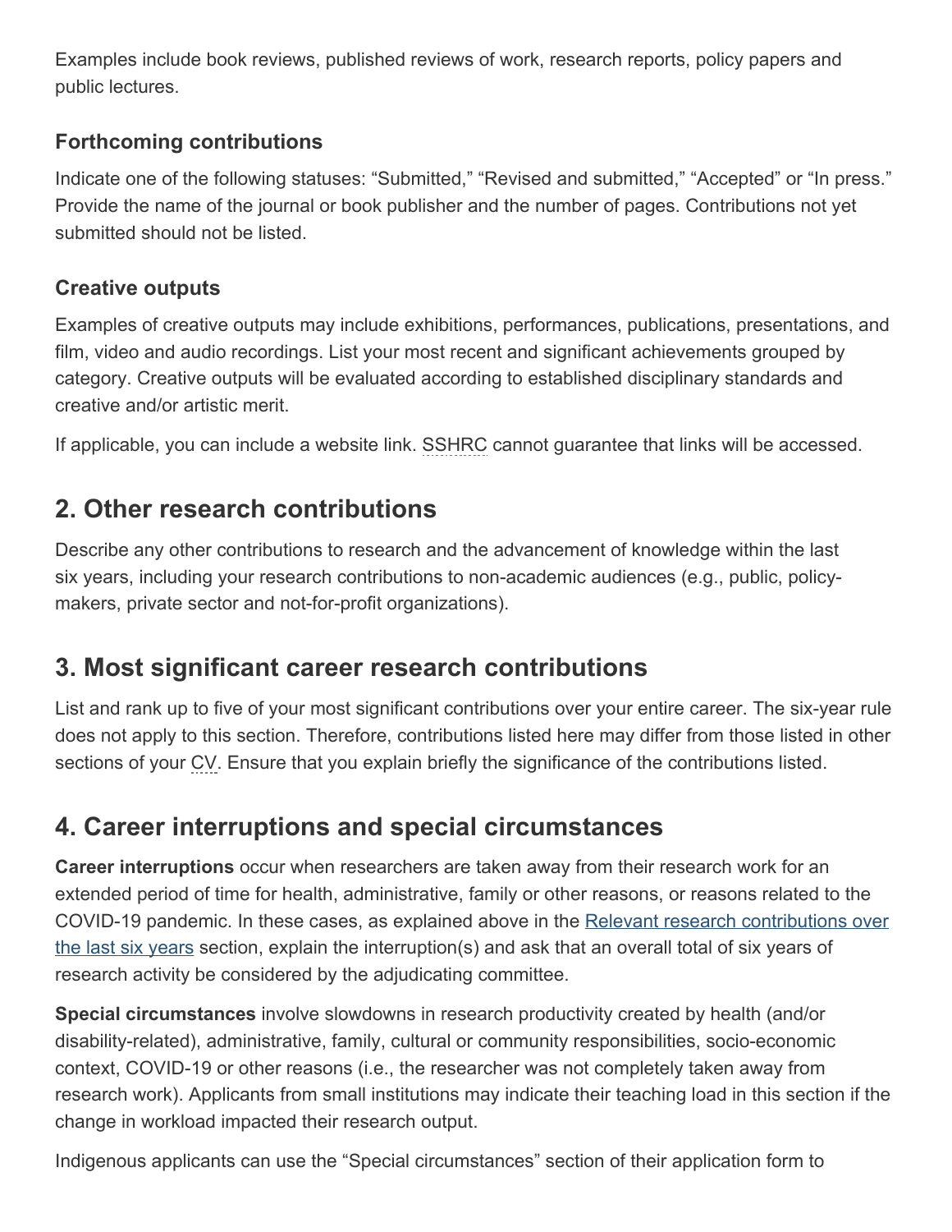Examples include book reviews, published reviews of work, research reports, policy papers and public lectures.

### Forthcoming contributions

Indicate one of the following statuses: “Submitted,” “Revised and submitted,” “Accepted” or “In press.” Provide the name of the journal or book publisher and the number of pages. Contributions not yet submitted should not be listed.

### Creative outputs

Examples of creative outputs may include exhibitions, performances, publications, presentations, and film, video and audio recordings. List your most recent and significant achievements grouped by category. Creative outputs will be evaluated according to established disciplinary standards and creative and/or artistic merit.

If applicable, you can include a website link. SSHRC cannot guarantee that links will be accessed.

## 2. Other research contributions

Describe any other contributions to research and the advancement of knowledge within the last six years, including your research contributions to non-academic audiences (e.g., public, policy-makers, private sector and not-for-profit organizations).

## 3. Most significant career research contributions

List and rank up to five of your most significant contributions over your entire career. The six-year rule does not apply to this section. Therefore, contributions listed here may differ from those listed in other sections of your CV. Ensure that you explain briefly the significance of the contributions listed.

## 4. Career interruptions and special circumstances

**Career interruptions** occur when researchers are taken away from their research work for an extended period of time for health, administrative, family or other reasons, or reasons related to the COVID-19 pandemic. In these cases, as explained above in the Relevant research contributions over the last six years section, explain the interruption(s) and ask that an overall total of six years of research activity be considered by the adjudicating committee.

**Special circumstances** involve slowdowns in research productivity created by health (and/or disability-related), administrative, family, cultural or community responsibilities, socio-economic context, COVID-19 or other reasons (i.e., the researcher was not completely taken away from research work). Applicants from small institutions may indicate their teaching load in this section if the change in workload impacted their research output.

Indigenous applicants can use the “Special circumstances” section of their application form to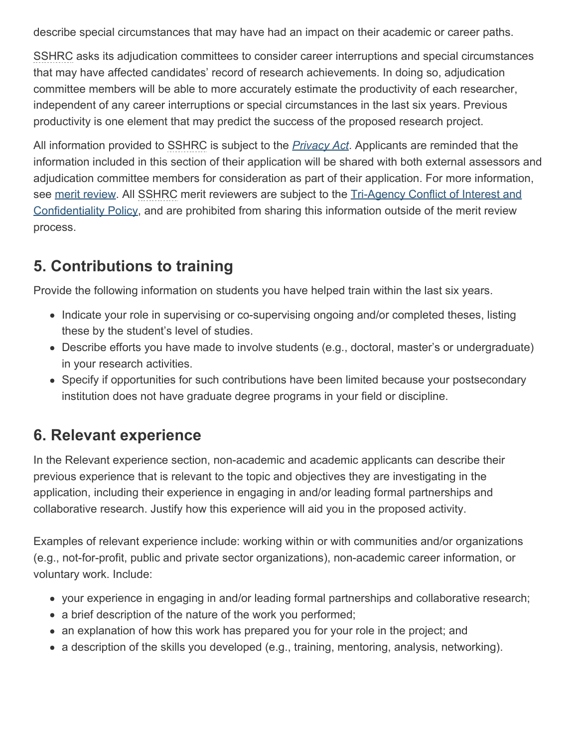describe special circumstances that may have had an impact on their academic or career paths.

SSHRC asks its adjudication committees to consider career interruptions and special circumstances that may have affected candidates' record of research achievements. In doing so, adjudication committee members will be able to more accurately estimate the productivity of each researcher, independent of any career interruptions or special circumstances in the last six years. Previous productivity is one element that may predict the success of the proposed research project.

All information provided to SSHRC is subject to the *Privacy Act*. Applicants are reminded that the information included in this section of their application will be shared with both external assessors and adjudication committee members for consideration as part of their application. For more information, see merit review. All SSHRC merit reviewers are subject to the Tri-Agency Conflict of Interest and Confidentiality Policy, and are prohibited from sharing this information outside of the merit review process.

## 5. Contributions to training

Provide the following information on students you have helped train within the last six years.

- Indicate your role in supervising or co-supervising ongoing and/or completed theses, listing these by the student's level of studies.
- Describe efforts you have made to involve students (e.g., doctoral, master's or undergraduate) in your research activities.
- Specify if opportunities for such contributions have been limited because your postsecondary institution does not have graduate degree programs in your field or discipline.

## 6. Relevant experience

In the Relevant experience section, non-academic and academic applicants can describe their previous experience that is relevant to the topic and objectives they are investigating in the application, including their experience in engaging in and/or leading formal partnerships and collaborative research. Justify how this experience will aid you in the proposed activity.

Examples of relevant experience include: working within or with communities and/or organizations (e.g., not-for-profit, public and private sector organizations), non-academic career information, or voluntary work. Include:

- your experience in engaging in and/or leading formal partnerships and collaborative research;
- a brief description of the nature of the work you performed;
- an explanation of how this work has prepared you for your role in the project; and
- a description of the skills you developed (e.g., training, mentoring, analysis, networking).